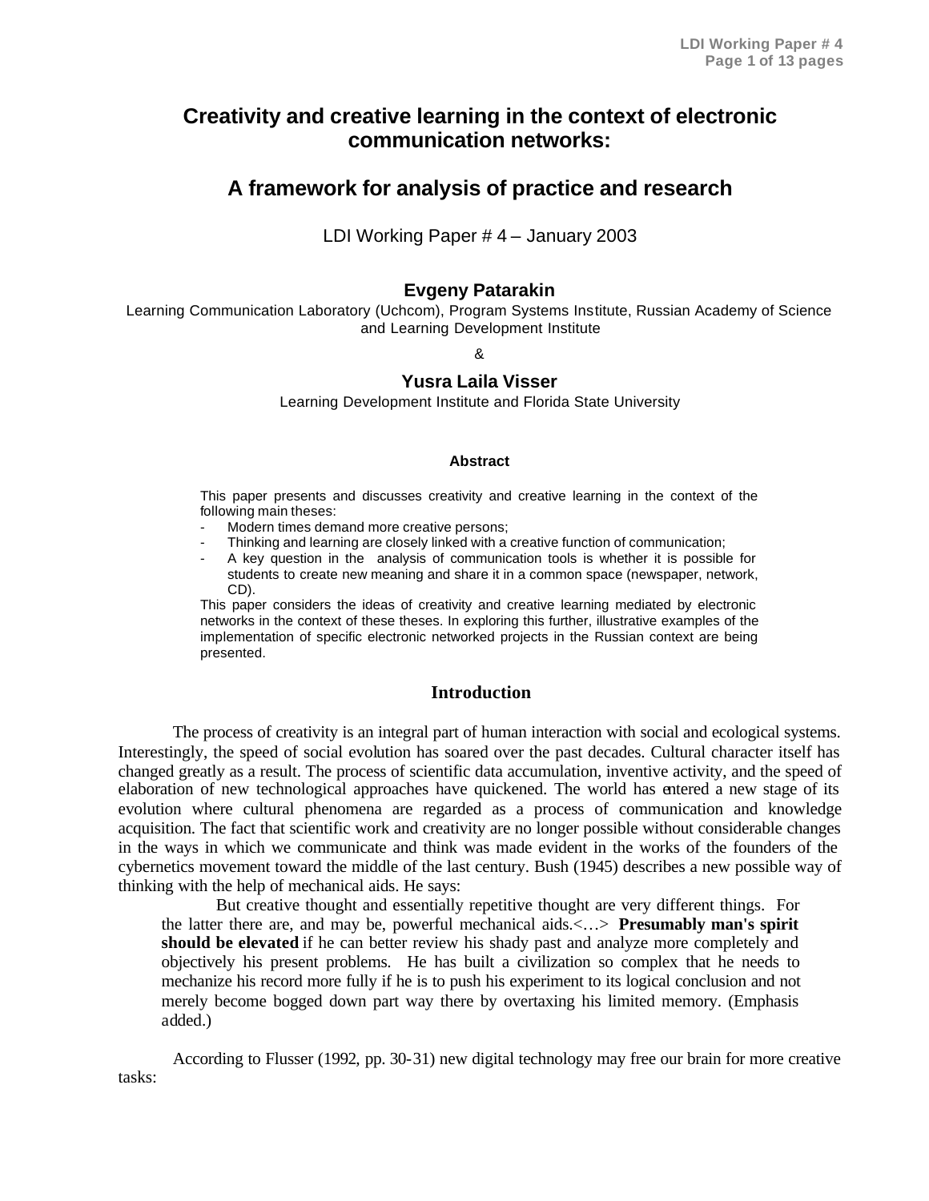# Creativity and creative learning in the context of electronic communication networks:

## A framework for analysis of practice and research

LDI Working Paper # 4 – January 2003

**Evgeny Patarakin**

Learning Communication Laboratory (Uchcom), Program Systems Institute, Russian Academy of Science and Learning Development Institute

&

**Yusra Laila Visser**

Learning Development Institute and Florida State University

#### Abstract

This paper presents and discusses creativity and creative learning in the context of the following main theses:

- Modern times demand more creative persons;
- Thinking and learning are closely linked with a creative function of communication;
- A key question in the analysis of communication tools is whether it is possible for students to create new meaning and share it in a common space (newspaper, network, CD).

This paper considers the ideas of creativity and creative learning mediated by electronic networks in the context of these theses. In exploring this further, illustrative examples of the implementation of specific electronic networked projects in the Russian context are being presented.

### Introduction

The process of creativity is an integral part of human interaction with social and ecological systems. Interestingly, the speed of social evolution has soared over the past decades. Cultural character itself has changed greatly as a result. The process of scientific data accumulation, inventive activity, and the speed of elaboration of new technological approaches have quickened. The world has entered a new stage of its evolution where cultural phenomena are regarded as a process of communication and knowledge acquisition. The fact that scientific work and creativity are no longer possible without considerable changes in the ways in which we communicate and think was made evident in the works of the founders of the cybernetics movement toward the middle of the last century. Bush (1945) describes a new possible way of thinking with the help of mechanical aids. He says:

> But creative thought and essentially repetitive thought are very different things. For the latter there are, and may be, powerful mechanical aids.<…> **Presumably man's spirit should be elevated** if he can better review his shady past and analyze more completely and objectively his present problems. He has built a civilization so complex that he needs to mechanize his record more fully if he is to push his experiment to its logical conclusion and not merely become bogged down part way there by overtaxing his limited memory. (Emphasis added.)

According to Flusser (1992, pp. 30-31) new digital technology may free our brain for more creative tasks: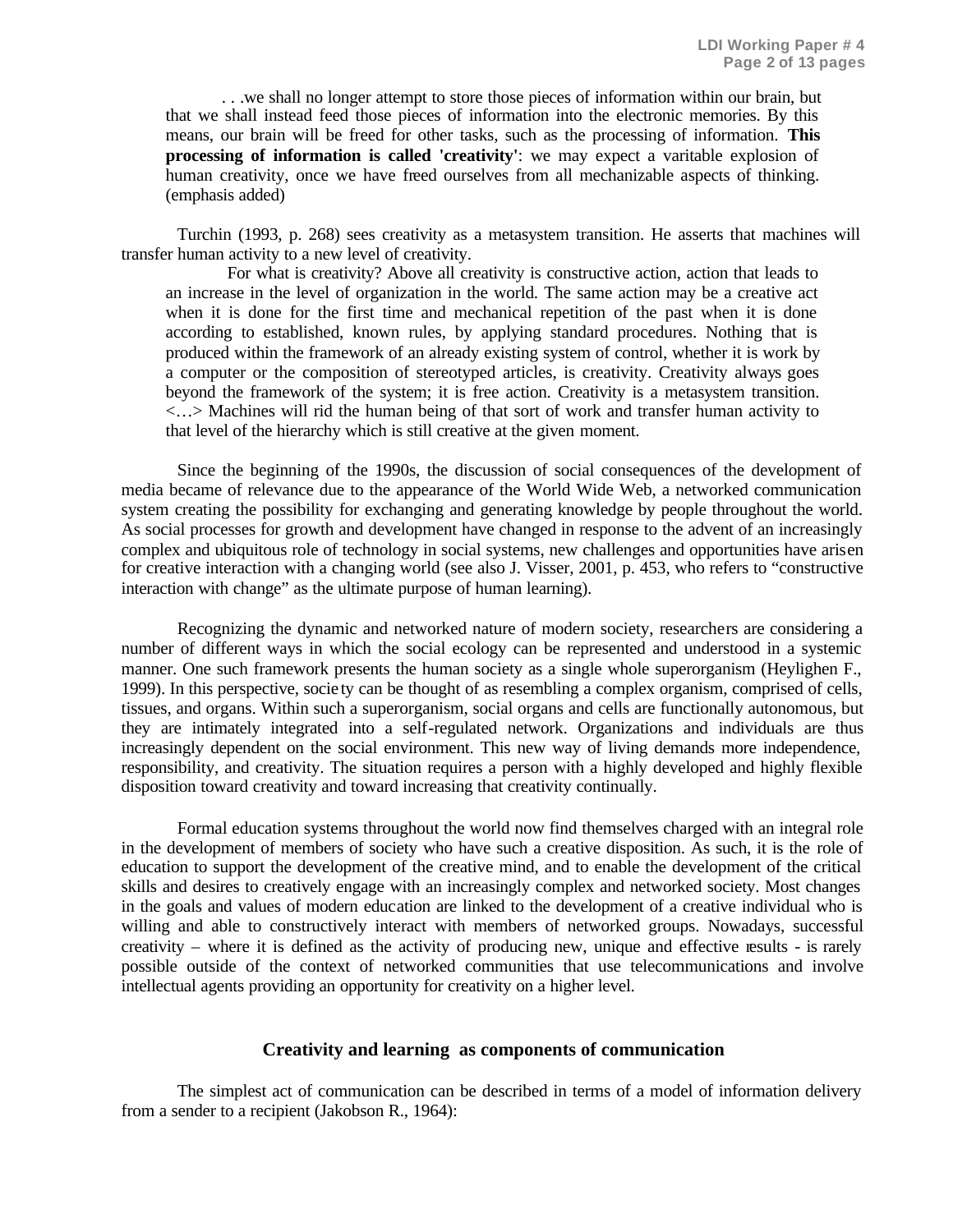> . . .we shall no longer attempt to store those pieces of information within our brain, but that we shall instead feed those pieces of information into the electronic memories. By this means, our brain will be freed for other tasks, such as the processing of information. **This processing of information is called 'creativity'**: we may expect a varitable explosion of human creativity, once we have freed ourselves from all mechanizable aspects of thinking. (emphasis added)

Turchin (1993, p. 268) sees creativity as a metasystem transition. He asserts that machines will transfer human activity to a new level of creativity.

> For what is creativity? Above all creativity is constructive action, action that leads to an increase in the level of organization in the world. The same action may be a creative act when it is done for the first time and mechanical repetition of the past when it is done according to established, known rules, by applying standard procedures. Nothing that is produced within the framework of an already existing system of control, whether it is work by a computer or the composition of stereotyped articles, is creativity. Creativity always goes beyond the framework of the system; it is free action. Creativity is a metasystem transition. <…> Machines will rid the human being of that sort of work and transfer human activity to that level of the hierarchy which is still creative at the given moment.

Since the beginning of the 1990s, the discussion of social consequences of the development of media became of relevance due to the appearance of the World Wide Web, a networked communication system creating the possibility for exchanging and generating knowledge by people throughout the world. As social processes for growth and development have changed in response to the advent of an increasingly complex and ubiquitous role of technology in social systems, new challenges and opportunities have arisen for creative interaction with a changing world (see also J. Visser, 2001, p. 453, who refers to "constructive interaction with change" as the ultimate purpose of human learning).

Recognizing the dynamic and networked nature of modern society, researchers are considering a number of different ways in which the social ecology can be represented and understood in a systemic manner. One such framework presents the human society as a single whole superorganism (Heylighen F., 1999). In this perspective, society can be thought of as resembling a complex organism, comprised of cells, tissues, and organs. Within such a superorganism, social organs and cells are functionally autonomous, but they are intimately integrated into a self-regulated network. Organizations and individuals are thus increasingly dependent on the social environment. This new way of living demands more independence, responsibility, and creativity. The situation requires a person with a highly developed and highly flexible disposition toward creativity and toward increasing that creativity continually.

Formal education systems throughout the world now find themselves charged with an integral role in the development of members of society who have such a creative disposition. As such, it is the role of education to support the development of the creative mind, and to enable the development of the critical skills and desires to creatively engage with an increasingly complex and networked society. Most changes in the goals and values of modern education are linked to the development of a creative individual who is willing and able to constructively interact with members of networked groups. Nowadays, successful creativity – where it is defined as the activity of producing new, unique and effective results - is rarely possible outside of the context of networked communities that use telecommunications and involve intellectual agents providing an opportunity for creativity on a higher level.

## Creativity and learning as components of communication

The simplest act of communication can be described in terms of a model of information delivery from a sender to a recipient (Jakobson R., 1964):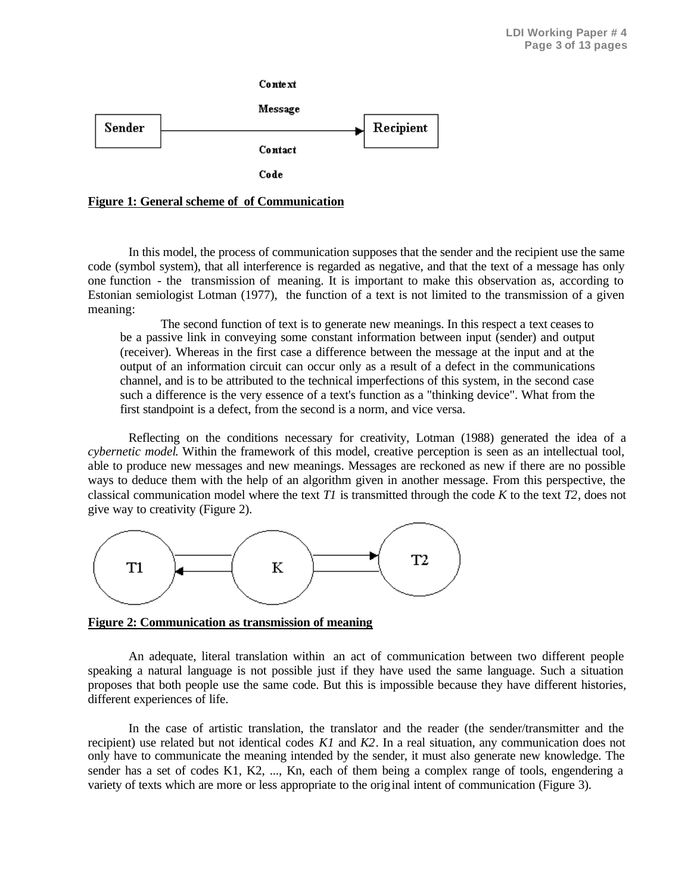Context

Message

Sender → Recipient

Contact

Code

**Figure 1: General scheme of of Communication**

In this model, the process of communication supposes that the sender and the recipient use the same code (symbol system), that all interference is regarded as negative, and that the text of a message has only one function - the transmission of meaning. It is important to make this observation as, according to Estonian semiologist Lotman (1977), the function of a text is not limited to the transmission of a given meaning:

> The second function of text is to generate new meanings. In this respect a text ceases to be a passive link in conveying some constant information between input (sender) and output (receiver). Whereas in the first case a difference between the message at the input and at the output of an information circuit can occur only as a result of a defect in the communications channel, and is to be attributed to the technical imperfections of this system, in the second case such a difference is the very essence of a text's function as a "thinking device". What from the first standpoint is a defect, from the second is a norm, and vice versa.

Reflecting on the conditions necessary for creativity, Lotman (1988) generated the idea of a *cybernetic model*. Within the framework of this model, creative perception is seen as an intellectual tool, able to produce new messages and new meanings. Messages are reckoned as new if there are no possible ways to deduce them with the help of an algorithm given in another message. From this perspective, the classical communication model where the text *T1* is transmitted through the code *K* to the text *T2*, does not give way to creativity (Figure 2).

T1 ⇄ K → T2

**Figure 2: Communication as transmission of meaning**

An adequate, literal translation within an act of communication between two different people speaking a natural language is not possible just if they have used the same language. Such a situation proposes that both people use the same code. But this is impossible because they have different histories, different experiences of life.

In the case of artistic translation, the translator and the reader (the sender/transmitter and the recipient) use related but not identical codes *K1* and *K2*. In a real situation, any communication does not only have to communicate the meaning intended by the sender, it must also generate new knowledge. The sender has a set of codes K1, K2, ..., Kn, each of them being a complex range of tools, engendering a variety of texts which are more or less appropriate to the original intent of communication (Figure 3).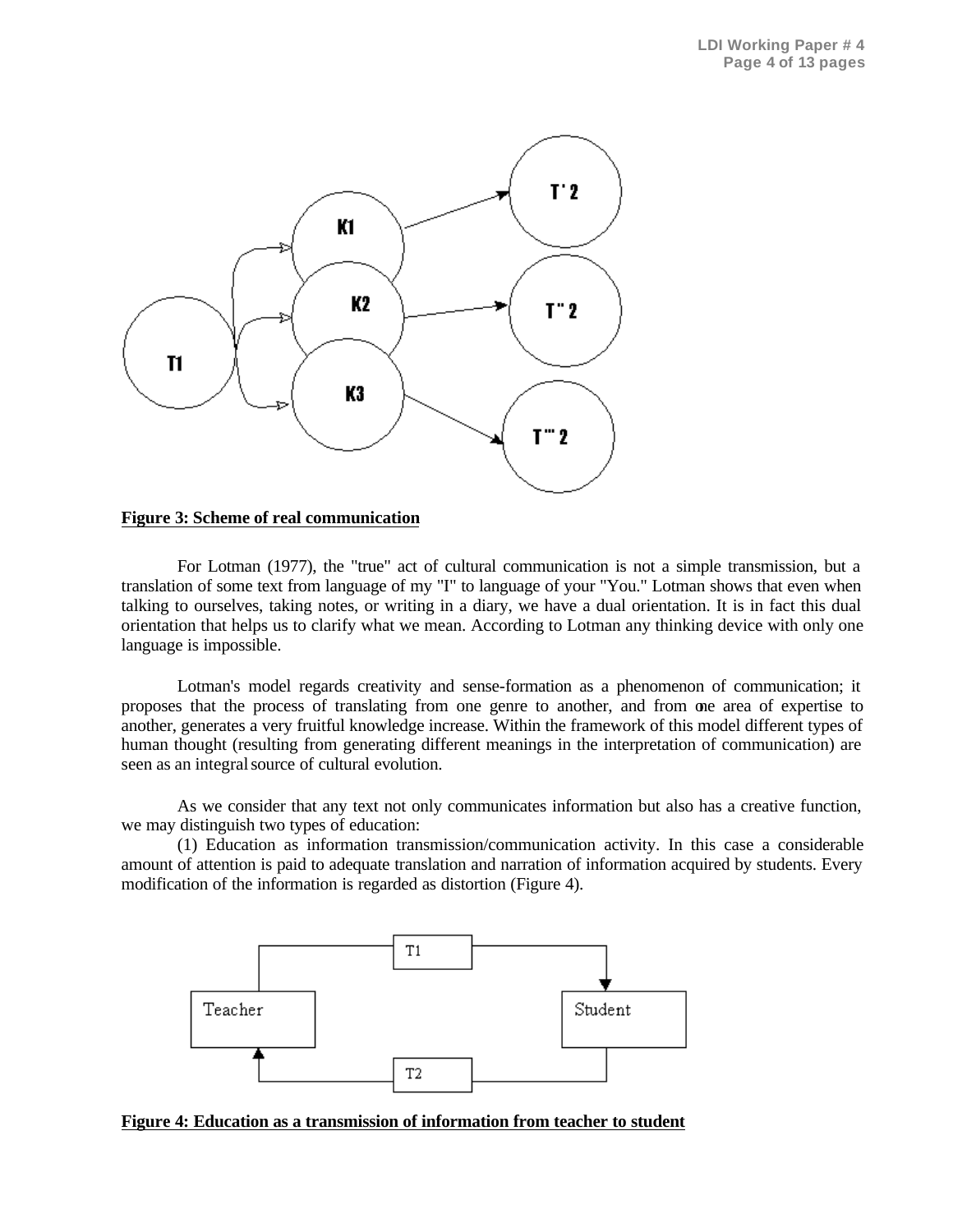**Figure 3: Scheme of real communication**

For Lotman (1977), the "true" act of cultural communication is not a simple transmission, but a translation of some text from language of my "I" to language of your "You." Lotman shows that even when talking to ourselves, taking notes, or writing in a diary, we have a dual orientation. It is in fact this dual orientation that helps us to clarify what we mean. According to Lotman any thinking device with only one language is impossible.

Lotman's model regards creativity and sense-formation as a phenomenon of communication; it proposes that the process of translating from one genre to another, and from one area of expertise to another, generates a very fruitful knowledge increase. Within the framework of this model different types of human thought (resulting from generating different meanings in the interpretation of communication) are seen as an integral source of cultural evolution.

As we consider that any text not only communicates information but also has a creative function, we may distinguish two types of education:

(1) Education as information transmission/communication activity. In this case a considerable amount of attention is paid to adequate translation and narration of information acquired by students. Every modification of the information is regarded as distortion (Figure 4).

**Figure 4: Education as a transmission of information from teacher to student**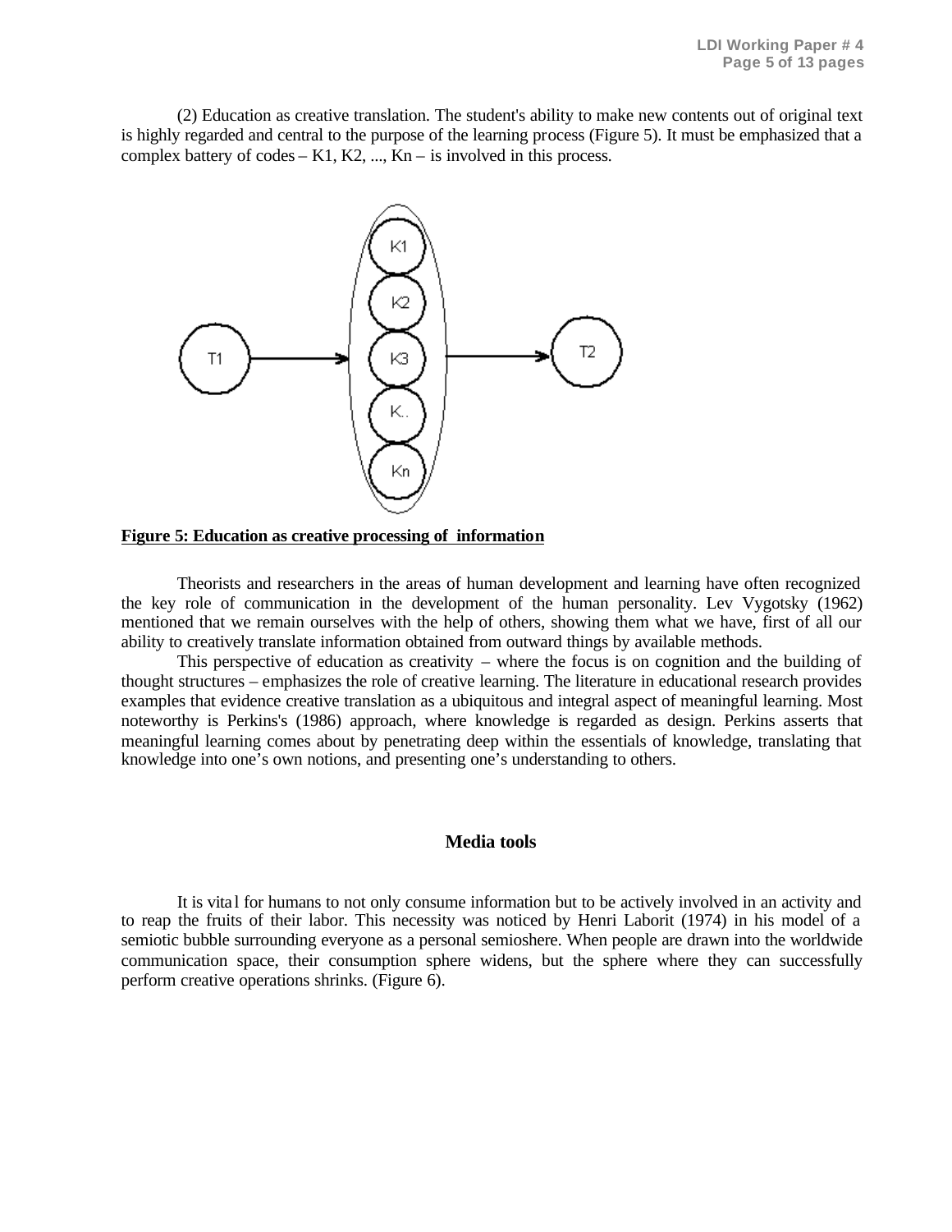(2) Education as creative translation. The student's ability to make new contents out of original text is highly regarded and central to the purpose of the learning process (Figure 5). It must be emphasized that a complex battery of codes – K1, K2, ..., Kn – is involved in this process.

**Figure 5: Education as creative processing of information**

Theorists and researchers in the areas of human development and learning have often recognized the key role of communication in the development of the human personality. Lev Vygotsky (1962) mentioned that we remain ourselves with the help of others, showing them what we have, first of all our ability to creatively translate information obtained from outward things by available methods.

This perspective of education as creativity – where the focus is on cognition and the building of thought structures – emphasizes the role of creative learning. The literature in educational research provides examples that evidence creative translation as a ubiquitous and integral aspect of meaningful learning. Most noteworthy is Perkins's (1986) approach, where knowledge is regarded as design. Perkins asserts that meaningful learning comes about by penetrating deep within the essentials of knowledge, translating that knowledge into one's own notions, and presenting one's understanding to others.

## Media tools

It is vital for humans to not only consume information but to be actively involved in an activity and to reap the fruits of their labor. This necessity was noticed by Henri Laborit (1974) in his model of a semiotic bubble surrounding everyone as a personal semioshere. When people are drawn into the worldwide communication space, their consumption sphere widens, but the sphere where they can successfully perform creative operations shrinks. (Figure 6).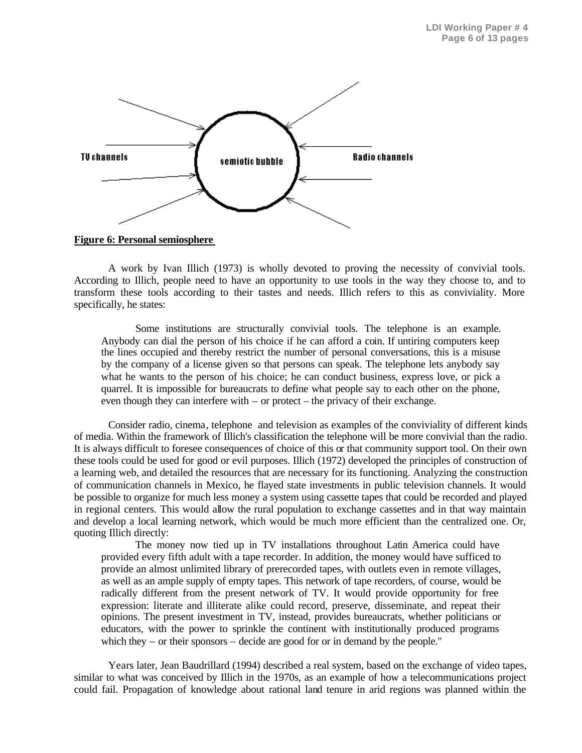TV channels

semiotic bubble

Radio channels

**Figure 6: Personal semiosphere**

A work by Ivan Illich (1973) is wholly devoted to proving the necessity of convivial tools. According to Illich, people need to have an opportunity to use tools in the way they choose to, and to transform these tools according to their tastes and needs. Illich refers to this as conviviality. More specifically, he states:

> Some institutions are structurally convivial tools. The telephone is an example. Anybody can dial the person of his choice if he can afford a coin. If untiring computers keep the lines occupied and thereby restrict the number of personal conversations, this is a misuse by the company of a license given so that persons can speak. The telephone lets anybody say what he wants to the person of his choice; he can conduct business, express love, or pick a quarrel. It is impossible for bureaucrats to define what people say to each other on the phone, even though they can interfere with – or protect – the privacy of their exchange.

Consider radio, cinema, telephone and television as examples of the conviviality of different kinds of media. Within the framework of Illich's classification the telephone will be more convivial than the radio. It is always difficult to foresee consequences of choice of this or that community support tool. On their own these tools could be used for good or evil purposes. Illich (1972) developed the principles of construction of a learning web, and detailed the resources that are necessary for its functioning. Analyzing the construction of communication channels in Mexico, he flayed state investments in public television channels. It would be possible to organize for much less money a system using cassette tapes that could be recorded and played in regional centers. This would allow the rural population to exchange cassettes and in that way maintain and develop a local learning network, which would be much more efficient than the centralized one. Or, quoting Illich directly:

> The money now tied up in TV installations throughout Latin America could have provided every fifth adult with a tape recorder. In addition, the money would have sufficed to provide an almost unlimited library of prerecorded tapes, with outlets even in remote villages, as well as an ample supply of empty tapes. This network of tape recorders, of course, would be radically different from the present network of TV. It would provide opportunity for free expression: literate and illiterate alike could record, preserve, disseminate, and repeat their opinions. The present investment in TV, instead, provides bureaucrats, whether politicians or educators, with the power to sprinkle the continent with institutionally produced programs which they – or their sponsors – decide are good for or in demand by the people."

Years later, Jean Baudrillard (1994) described a real system, based on the exchange of video tapes, similar to what was conceived by Illich in the 1970s, as an example of how a telecommunications project could fail. Propagation of knowledge about rational land tenure in arid regions was planned within the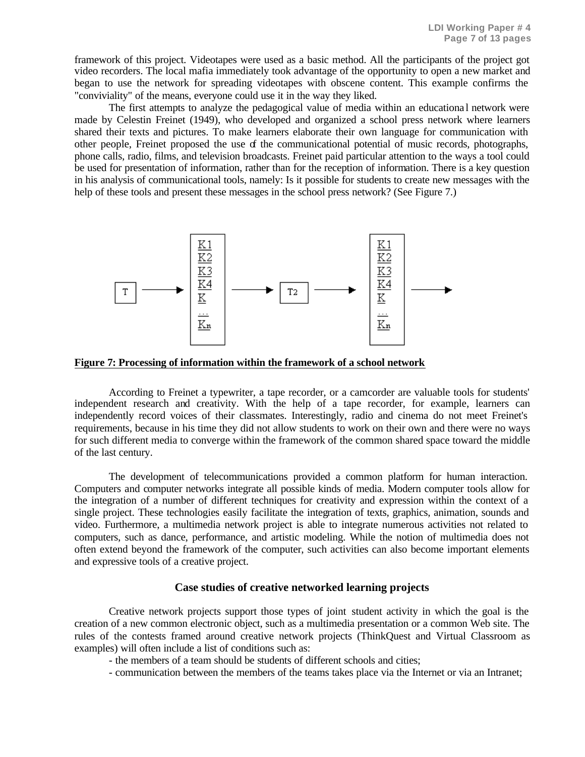framework of this project. Videotapes were used as a basic method. All the participants of the project got video recorders. The local mafia immediately took advantage of the opportunity to open a new market and began to use the network for spreading videotapes with obscene content. This example confirms the "conviviality" of the means, everyone could use it in the way they liked.

The first attempts to analyze the pedagogical value of media within an educational network were made by Celestin Freinet (1949), who developed and organized a school press network where learners shared their texts and pictures. To make learners elaborate their own language for communication with other people, Freinet proposed the use of the communicational potential of music records, photographs, phone calls, radio, films, and television broadcasts. Freinet paid particular attention to the ways a tool could be used for presentation of information, rather than for the reception of information. There is a key question in his analysis of communicational tools, namely: Is it possible for students to create new messages with the help of these tools and present these messages in the school press network? (See Figure 7.)

**Figure 7: Processing of information within the framework of a school network**

According to Freinet a typewriter, a tape recorder, or a camcorder are valuable tools for students' independent research and creativity. With the help of a tape recorder, for example, learners can independently record voices of their classmates. Interestingly, radio and cinema do not meet Freinet's requirements, because in his time they did not allow students to work on their own and there were no ways for such different media to converge within the framework of the common shared space toward the middle of the last century.

The development of telecommunications provided a common platform for human interaction. Computers and computer networks integrate all possible kinds of media. Modern computer tools allow for the integration of a number of different techniques for creativity and expression within the context of a single project. These technologies easily facilitate the integration of texts, graphics, animation, sounds and video. Furthermore, a multimedia network project is able to integrate numerous activities not related to computers, such as dance, performance, and artistic modeling. While the notion of multimedia does not often extend beyond the framework of the computer, such activities can also become important elements and expressive tools of a creative project.

## Case studies of creative networked learning projects

Creative network projects support those types of joint student activity in which the goal is the creation of a new common electronic object, such as a multimedia presentation or a common Web site. The rules of the contests framed around creative network projects (ThinkQuest and Virtual Classroom as examples) will often include a list of conditions such as:

- the members of a team should be students of different schools and cities;
- communication between the members of the teams takes place via the Internet or via an Intranet;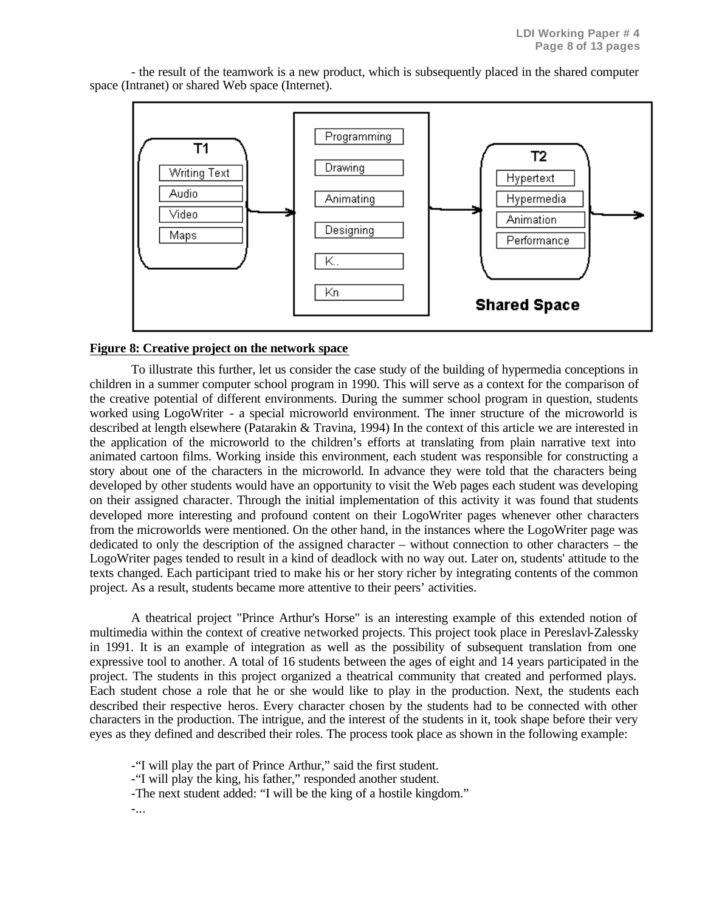- the result of the teamwork is a new product, which is subsequently placed in the shared computer space (Intranet) or shared Web space (Internet).

**Figure 8: Creative project on the network space**

To illustrate this further, let us consider the case study of the building of hypermedia conceptions in children in a summer computer school program in 1990. This will serve as a context for the comparison of the creative potential of different environments. During the summer school program in question, students worked using LogoWriter - a special microworld environment. The inner structure of the microworld is described at length elsewhere (Patarakin & Travina, 1994) In the context of this article we are interested in the application of the microworld to the children's efforts at translating from plain narrative text into animated cartoon films. Working inside this environment, each student was responsible for constructing a story about one of the characters in the microworld. In advance they were told that the characters being developed by other students would have an opportunity to visit the Web pages each student was developing on their assigned character. Through the initial implementation of this activity it was found that students developed more interesting and profound content on their LogoWriter pages whenever other characters from the microworlds were mentioned. On the other hand, in the instances where the LogoWriter page was dedicated to only the description of the assigned character – without connection to other characters – the LogoWriter pages tended to result in a kind of deadlock with no way out. Later on, students' attitude to the texts changed. Each participant tried to make his or her story richer by integrating contents of the common project. As a result, students became more attentive to their peers' activities.

A theatrical project "Prince Arthur's Horse" is an interesting example of this extended notion of multimedia within the context of creative networked projects. This project took place in Pereslavl-Zalessky in 1991. It is an example of integration as well as the possibility of subsequent translation from one expressive tool to another. A total of 16 students between the ages of eight and 14 years participated in the project. The students in this project organized a theatrical community that created and performed plays. Each student chose a role that he or she would like to play in the production. Next, the students each described their respective heros. Every character chosen by the students had to be connected with other characters in the production. The intrigue, and the interest of the students in it, took shape before their very eyes as they defined and described their roles. The process took place as shown in the following example:

-"I will play the part of Prince Arthur," said the first student.
-"I will play the king, his father," responded another student.
-The next student added: "I will be the king of a hostile kingdom."
-...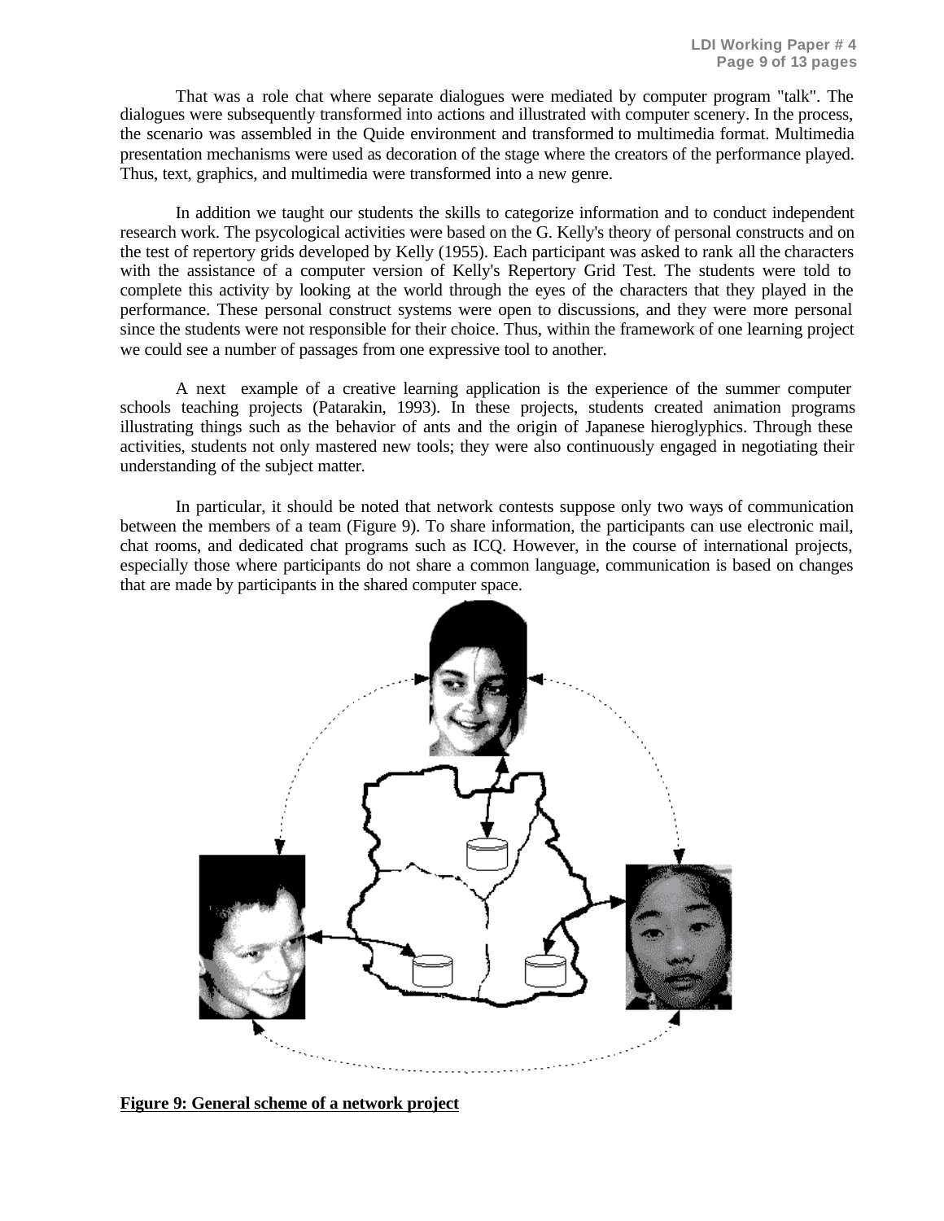That was a role chat where separate dialogues were mediated by computer program "talk". The dialogues were subsequently transformed into actions and illustrated with computer scenery. In the process, the scenario was assembled in the Quide environment and transformed to multimedia format. Multimedia presentation mechanisms were used as decoration of the stage where the creators of the performance played. Thus, text, graphics, and multimedia were transformed into a new genre.

In addition we taught our students the skills to categorize information and to conduct independent research work. The psycological activities were based on the G. Kelly's theory of personal constructs and on the test of repertory grids developed by Kelly (1955). Each participant was asked to rank all the characters with the assistance of a computer version of Kelly's Repertory Grid Test. The students were told to complete this activity by looking at the world through the eyes of the characters that they played in the performance. These personal construct systems were open to discussions, and they were more personal since the students were not responsible for their choice. Thus, within the framework of one learning project we could see a number of passages from one expressive tool to another.

A next example of a creative learning application is the experience of the summer computer schools teaching projects (Patarakin, 1993). In these projects, students created animation programs illustrating things such as the behavior of ants and the origin of Japanese hieroglyphics. Through these activities, students not only mastered new tools; they were also continuously engaged in negotiating their understanding of the subject matter.

In particular, it should be noted that network contests suppose only two ways of communication between the members of a team (Figure 9). To share information, the participants can use electronic mail, chat rooms, and dedicated chat programs such as ICQ. However, in the course of international projects, especially those where participants do not share a common language, communication is based on changes that are made by participants in the shared computer space.

**Figure 9: General scheme of a network project**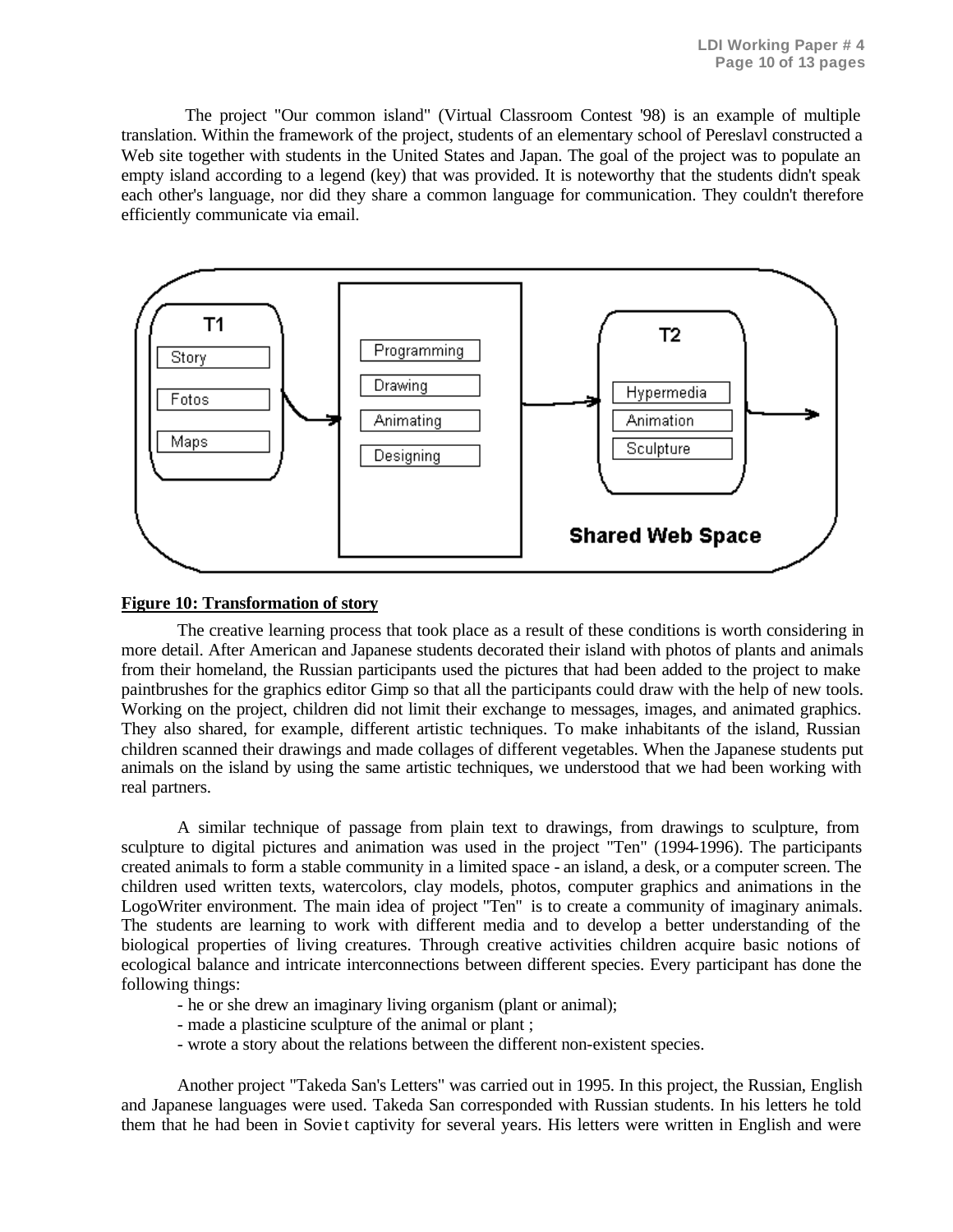The project "Our common island" (Virtual Classroom Contest '98) is an example of multiple translation. Within the framework of the project, students of an elementary school of Pereslavl constructed a Web site together with students in the United States and Japan. The goal of the project was to populate an empty island according to a legend (key) that was provided. It is noteworthy that the students didn't speak each other's language, nor did they share a common language for communication. They couldn't therefore efficiently communicate via email.

**Figure 10: Transformation of story**

The creative learning process that took place as a result of these conditions is worth considering in more detail. After American and Japanese students decorated their island with photos of plants and animals from their homeland, the Russian participants used the pictures that had been added to the project to make paintbrushes for the graphics editor Gimp so that all the participants could draw with the help of new tools. Working on the project, children did not limit their exchange to messages, images, and animated graphics. They also shared, for example, different artistic techniques. To make inhabitants of the island, Russian children scanned their drawings and made collages of different vegetables. When the Japanese students put animals on the island by using the same artistic techniques, we understood that we had been working with real partners.

A similar technique of passage from plain text to drawings, from drawings to sculpture, from sculpture to digital pictures and animation was used in the project "Ten" (1994-1996). The participants created animals to form a stable community in a limited space - an island, a desk, or a computer screen. The children used written texts, watercolors, clay models, photos, computer graphics and animations in the LogoWriter environment. The main idea of project "Ten" is to create a community of imaginary animals. The students are learning to work with different media and to develop a better understanding of the biological properties of living creatures. Through creative activities children acquire basic notions of ecological balance and intricate interconnections between different species. Every participant has done the following things:

- he or she drew an imaginary living organism (plant or animal);
- made a plasticine sculpture of the animal or plant ;
- wrote a story about the relations between the different non-existent species.

Another project "Takeda San's Letters" was carried out in 1995. In this project, the Russian, English and Japanese languages were used. Takeda San corresponded with Russian students. In his letters he told them that he had been in Soviet captivity for several years. His letters were written in English and were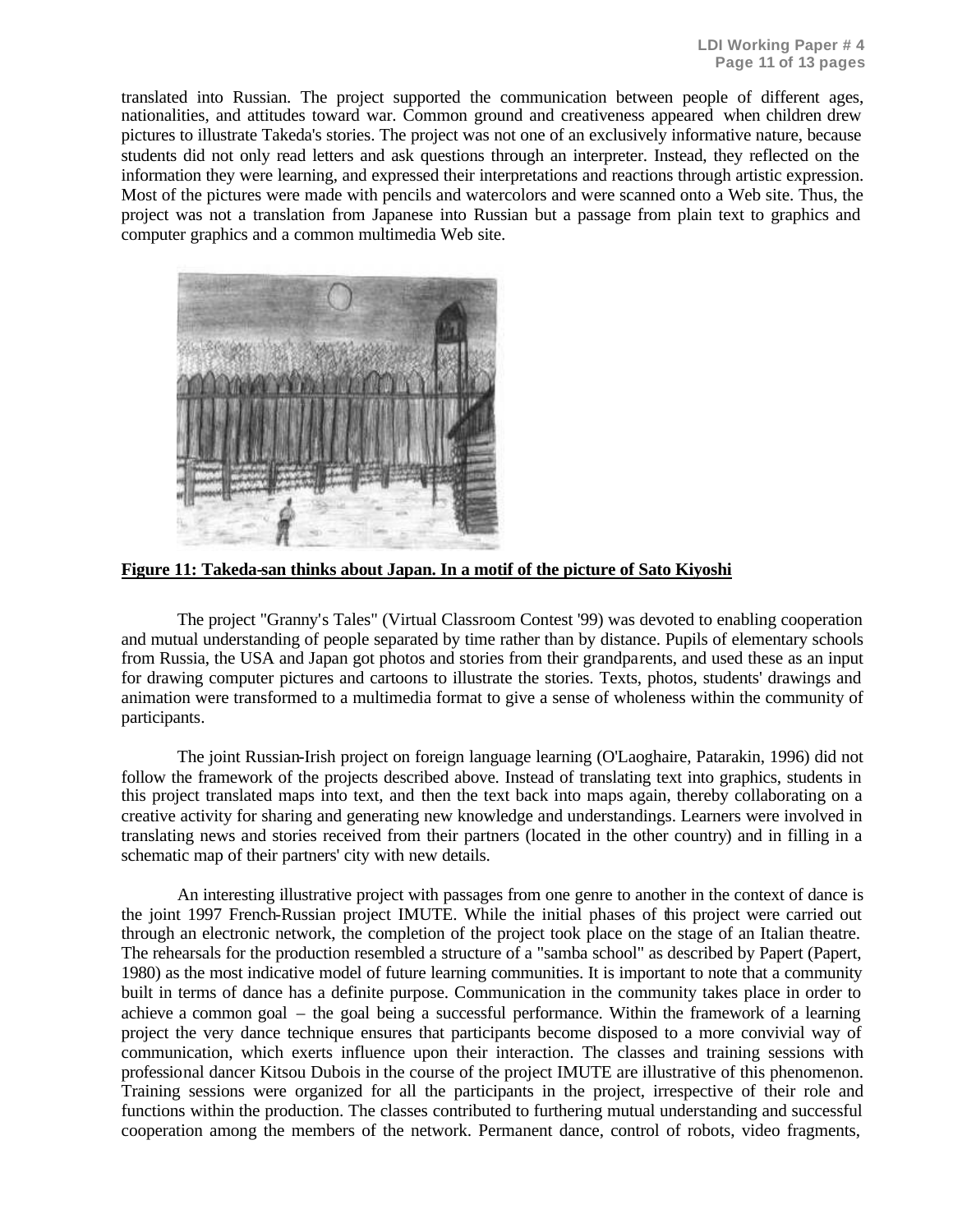translated into Russian. The project supported the communication between people of different ages, nationalities, and attitudes toward war. Common ground and creativeness appeared when children drew pictures to illustrate Takeda's stories. The project was not one of an exclusively informative nature, because students did not only read letters and ask questions through an interpreter. Instead, they reflected on the information they were learning, and expressed their interpretations and reactions through artistic expression. Most of the pictures were made with pencils and watercolors and were scanned onto a Web site. Thus, the project was not a translation from Japanese into Russian but a passage from plain text to graphics and computer graphics and a common multimedia Web site.

**Figure 11: Takeda-san thinks about Japan. In a motif of the picture of Sato Kiyoshi**

The project "Granny's Tales" (Virtual Classroom Contest '99) was devoted to enabling cooperation and mutual understanding of people separated by time rather than by distance. Pupils of elementary schools from Russia, the USA and Japan got photos and stories from their grandparents, and used these as an input for drawing computer pictures and cartoons to illustrate the stories. Texts, photos, students' drawings and animation were transformed to a multimedia format to give a sense of wholeness within the community of participants.

The joint Russian-Irish project on foreign language learning (O'Laoghaire, Patarakin, 1996) did not follow the framework of the projects described above. Instead of translating text into graphics, students in this project translated maps into text, and then the text back into maps again, thereby collaborating on a creative activity for sharing and generating new knowledge and understandings. Learners were involved in translating news and stories received from their partners (located in the other country) and in filling in a schematic map of their partners' city with new details.

An interesting illustrative project with passages from one genre to another in the context of dance is the joint 1997 French-Russian project IMUTE. While the initial phases of this project were carried out through an electronic network, the completion of the project took place on the stage of an Italian theatre. The rehearsals for the production resembled a structure of a "samba school" as described by Papert (Papert, 1980) as the most indicative model of future learning communities. It is important to note that a community built in terms of dance has a definite purpose. Communication in the community takes place in order to achieve a common goal – the goal being a successful performance. Within the framework of a learning project the very dance technique ensures that participants become disposed to a more convivial way of communication, which exerts influence upon their interaction. The classes and training sessions with professional dancer Kitsou Dubois in the course of the project IMUTE are illustrative of this phenomenon. Training sessions were organized for all the participants in the project, irrespective of their role and functions within the production. The classes contributed to furthering mutual understanding and successful cooperation among the members of the network. Permanent dance, control of robots, video fragments,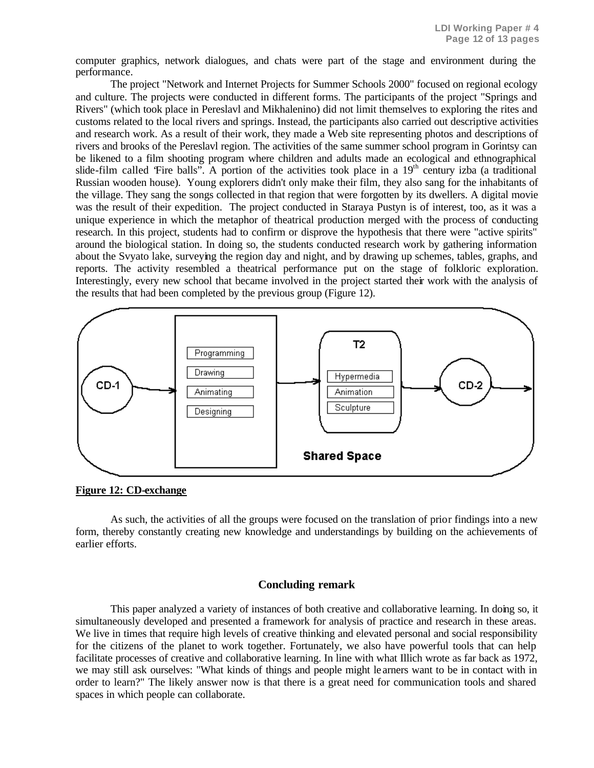computer graphics, network dialogues, and chats were part of the stage and environment during the performance.

The project "Network and Internet Projects for Summer Schools 2000" focused on regional ecology and culture. The projects were conducted in different forms. The participants of the project "Springs and Rivers" (which took place in Pereslavl and Mikhalenino) did not limit themselves to exploring the rites and customs related to the local rivers and springs. Instead, the participants also carried out descriptive activities and research work. As a result of their work, they made a Web site representing photos and descriptions of rivers and brooks of the Pereslavl region. The activities of the same summer school program in Gorintsy can be likened to a film shooting program where children and adults made an ecological and ethnographical slide-film called 'Fire balls". A portion of the activities took place in a 19th century izba (a traditional Russian wooden house). Young explorers didn't only make their film, they also sang for the inhabitants of the village. They sang the songs collected in that region that were forgotten by its dwellers. A digital movie was the result of their expedition. The project conducted in Staraya Pustyn is of interest, too, as it was a unique experience in which the metaphor of theatrical production merged with the process of conducting research. In this project, students had to confirm or disprove the hypothesis that there were "active spirits" around the biological station. In doing so, the students conducted research work by gathering information about the Svyato lake, surveying the region day and night, and by drawing up schemes, tables, graphs, and reports. The activity resembled a theatrical performance put on the stage of folkloric exploration. Interestingly, every new school that became involved in the project started their work with the analysis of the results that had been completed by the previous group (Figure 12).

CD-1 → [Programming, Drawing, Animating, Designing] → T2 [Hypermedia, Animation, Sculpture] → CD-2 →

Shared Space

**Figure 12: CD-exchange**

As such, the activities of all the groups were focused on the translation of prior findings into a new form, thereby constantly creating new knowledge and understandings by building on the achievements of earlier efforts.

## Concluding remark

This paper analyzed a variety of instances of both creative and collaborative learning. In doing so, it simultaneously developed and presented a framework for analysis of practice and research in these areas. We live in times that require high levels of creative thinking and elevated personal and social responsibility for the citizens of the planet to work together. Fortunately, we also have powerful tools that can help facilitate processes of creative and collaborative learning. In line with what Illich wrote as far back as 1972, we may still ask ourselves: "What kinds of things and people might learners want to be in contact with in order to learn?" The likely answer now is that there is a great need for communication tools and shared spaces in which people can collaborate.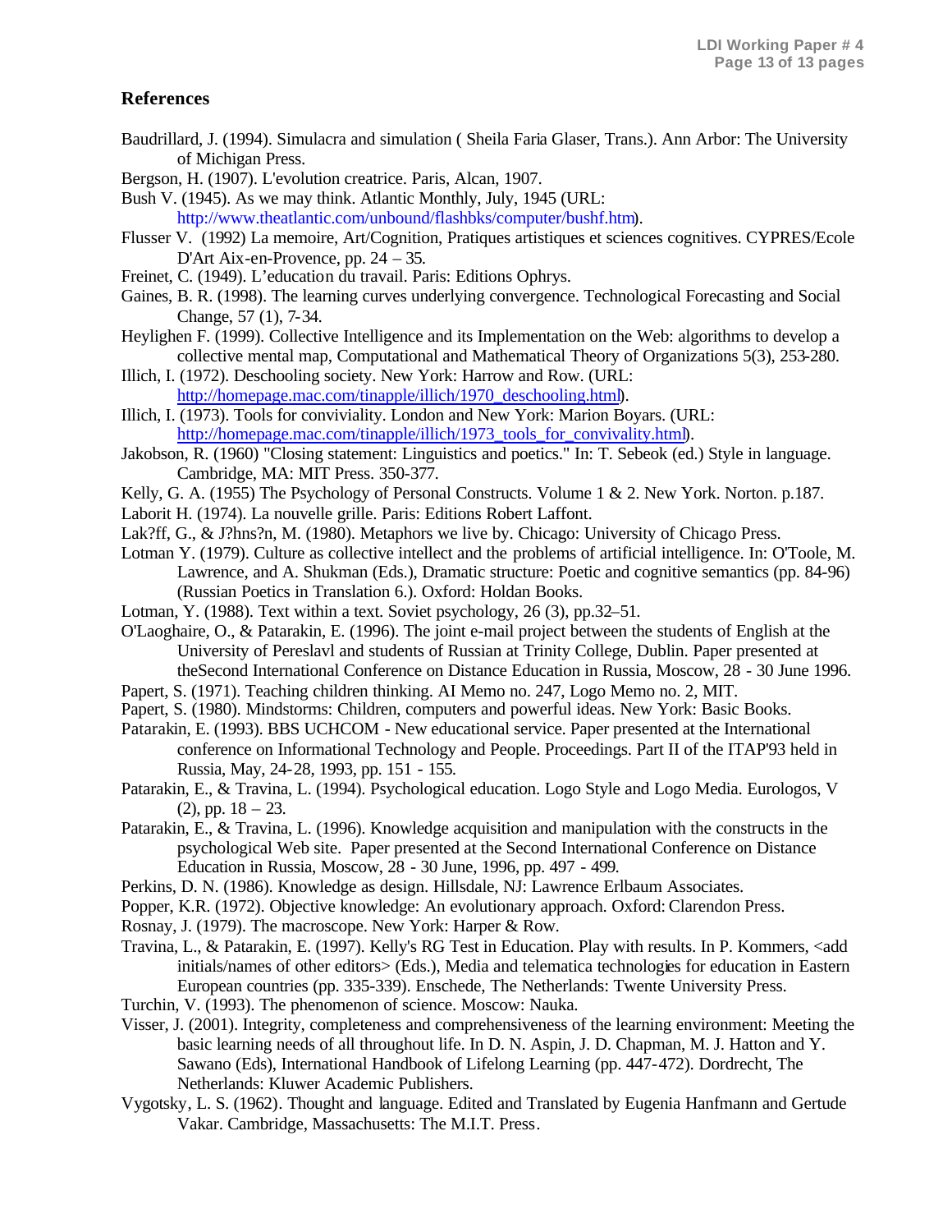## References

Baudrillard, J. (1994). Simulacra and simulation ( Sheila Faria Glaser, Trans.). Ann Arbor: The University of Michigan Press.

Bergson, H. (1907). L'evolution creatrice. Paris, Alcan, 1907.

Bush V. (1945). As we may think. Atlantic Monthly, July, 1945 (URL: http://www.theatlantic.com/unbound/flashbks/computer/bushf.htm).

Flusser V. (1992) La memoire, Art/Cognition, Pratiques artistiques et sciences cognitives. CYPRES/Ecole D'Art Aix-en-Provence, pp. 24 – 35.

Freinet, C. (1949). L'education du travail. Paris: Editions Ophrys.

Gaines, B. R. (1998). The learning curves underlying convergence. Technological Forecasting and Social Change, 57 (1), 7-34.

Heylighen F. (1999). Collective Intelligence and its Implementation on the Web: algorithms to develop a collective mental map, Computational and Mathematical Theory of Organizations 5(3), 253-280.

Illich, I. (1972). Deschooling society. New York: Harrow and Row. (URL: http://homepage.mac.com/tinapple/illich/1970_deschooling.html).

Illich, I. (1973). Tools for conviviality. London and New York: Marion Boyars. (URL: http://homepage.mac.com/tinapple/illich/1973_tools_for_convivality.html).

Jakobson, R. (1960) "Closing statement: Linguistics and poetics." In: T. Sebeok (ed.) Style in language. Cambridge, MA: MIT Press. 350-377.

Kelly, G. A. (1955) The Psychology of Personal Constructs. Volume 1 & 2. New York. Norton. p.187.

Laborit H. (1974). La nouvelle grille. Paris: Editions Robert Laffont.

Lak?ff, G., & J?hns?n, M. (1980). Metaphors we live by. Chicago: University of Chicago Press.

Lotman Y. (1979). Culture as collective intellect and the problems of artificial intelligence. In: O'Toole, M. Lawrence, and A. Shukman (Eds.), Dramatic structure: Poetic and cognitive semantics (pp. 84-96) (Russian Poetics in Translation 6.). Oxford: Holdan Books.

Lotman, Y. (1988). Text within a text. Soviet psychology, 26 (3), pp.32–51.

O'Laoghaire, O., & Patarakin, E. (1996). The joint e-mail project between the students of English at the University of Pereslavl and students of Russian at Trinity College, Dublin. Paper presented at theSecond International Conference on Distance Education in Russia, Moscow, 28 - 30 June 1996.

Papert, S. (1971). Teaching children thinking. AI Memo no. 247, Logo Memo no. 2, MIT.

Papert, S. (1980). Mindstorms: Children, computers and powerful ideas. New York: Basic Books.

Patarakin, E. (1993). BBS UCHCOM - New educational service. Paper presented at the International conference on Informational Technology and People. Proceedings. Part II of the ITAP'93 held in Russia, May, 24-28, 1993, pp. 151 - 155.

Patarakin, E., & Travina, L. (1994). Psychological education. Logo Style and Logo Media. Eurologos, V (2), pp. 18 – 23.

Patarakin, E., & Travina, L. (1996). Knowledge acquisition and manipulation with the constructs in the psychological Web site. Paper presented at the Second International Conference on Distance Education in Russia, Moscow, 28 - 30 June, 1996, pp. 497 - 499.

Perkins, D. N. (1986). Knowledge as design. Hillsdale, NJ: Lawrence Erlbaum Associates.

Popper, K.R. (1972). Objective knowledge: An evolutionary approach. Oxford: Clarendon Press.

Rosnay, J. (1979). The macroscope. New York: Harper & Row.

Travina, L., & Patarakin, E. (1997). Kelly's RG Test in Education. Play with results. In P. Kommers, <add initials/names of other editors> (Eds.), Media and telematica technologies for education in Eastern European countries (pp. 335-339). Enschede, The Netherlands: Twente University Press.

Turchin, V. (1993). The phenomenon of science. Moscow: Nauka.

Visser, J. (2001). Integrity, completeness and comprehensiveness of the learning environment: Meeting the basic learning needs of all throughout life. In D. N. Aspin, J. D. Chapman, M. J. Hatton and Y. Sawano (Eds), International Handbook of Lifelong Learning (pp. 447-472). Dordrecht, The Netherlands: Kluwer Academic Publishers.

Vygotsky, L. S. (1962). Thought and language. Edited and Translated by Eugenia Hanfmann and Gertude Vakar. Cambridge, Massachusetts: The M.I.T. Press.